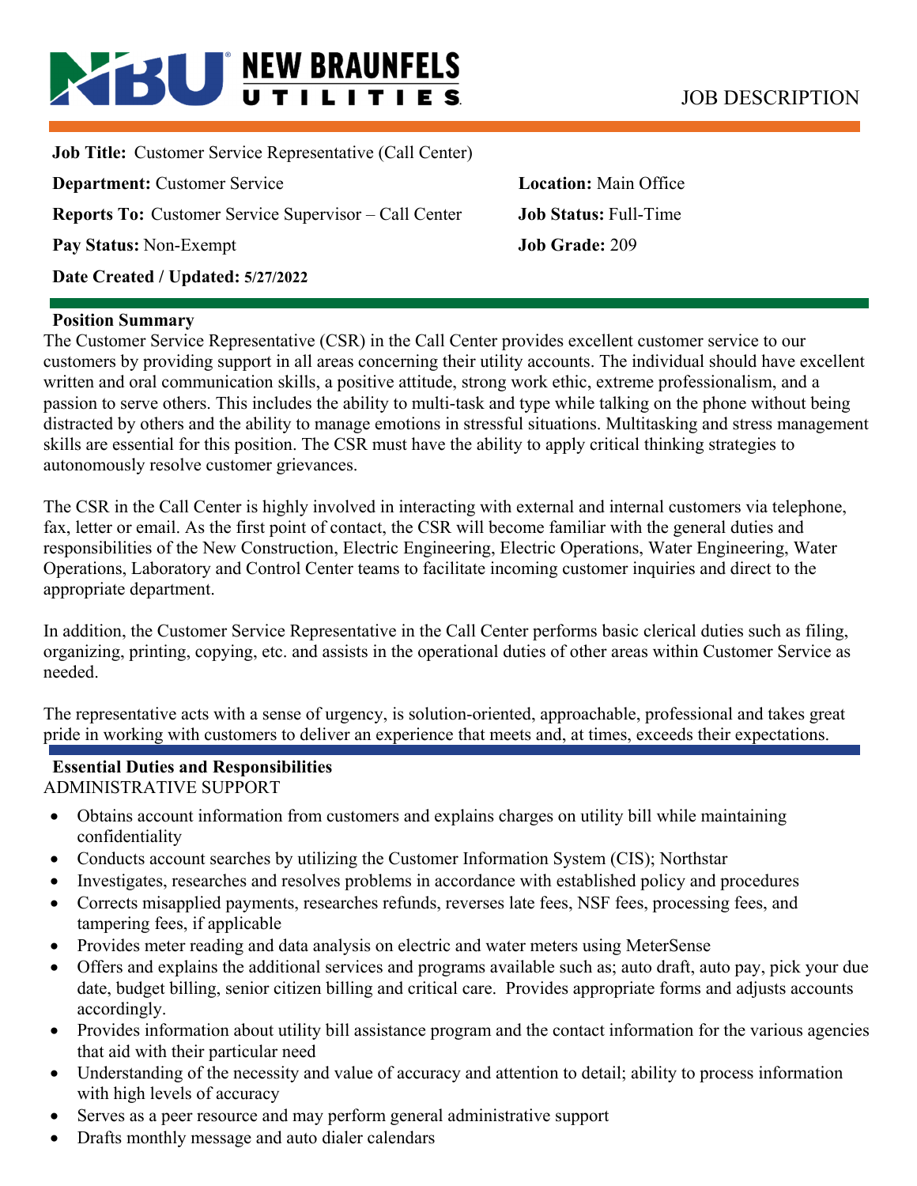# NEW BRAUNFELS UTILITIES

JOB DESCRIPTION

**Job Title:** Customer Service Representative (Call Center)

**Department:** Customer Service

**Location:** Main Office

**Reports To:** Customer Service Supervisor – Call Center

**Job Status:** Full-Time

**Pay Status:** Non-Exempt

**Job Grade:** 209

**Date Created / Updated:** **5/27/2022**

## Position Summary

The Customer Service Representative (CSR) in the Call Center provides excellent customer service to our customers by providing support in all areas concerning their utility accounts. The individual should have excellent written and oral communication skills, a positive attitude, strong work ethic, extreme professionalism, and a passion to serve others. This includes the ability to multi-task and type while talking on the phone without being distracted by others and the ability to manage emotions in stressful situations. Multitasking and stress management skills are essential for this position. The CSR must have the ability to apply critical thinking strategies to autonomously resolve customer grievances.

The CSR in the Call Center is highly involved in interacting with external and internal customers via telephone, fax, letter or email. As the first point of contact, the CSR will become familiar with the general duties and responsibilities of the New Construction, Electric Engineering, Electric Operations, Water Engineering, Water Operations, Laboratory and Control Center teams to facilitate incoming customer inquiries and direct to the appropriate department.

In addition, the Customer Service Representative in the Call Center performs basic clerical duties such as filing, organizing, printing, copying, etc. and assists in the operational duties of other areas within Customer Service as needed.

The representative acts with a sense of urgency, is solution-oriented, approachable, professional and takes great pride in working with customers to deliver an experience that meets and, at times, exceeds their expectations.

## Essential Duties and Responsibilities

ADMINISTRATIVE SUPPORT

- Obtains account information from customers and explains charges on utility bill while maintaining confidentiality
- Conducts account searches by utilizing the Customer Information System (CIS); Northstar
- Investigates, researches and resolves problems in accordance with established policy and procedures
- Corrects misapplied payments, researches refunds, reverses late fees, NSF fees, processing fees, and tampering fees, if applicable
- Provides meter reading and data analysis on electric and water meters using MeterSense
- Offers and explains the additional services and programs available such as; auto draft, auto pay, pick your due date, budget billing, senior citizen billing and critical care. Provides appropriate forms and adjusts accounts accordingly.
- Provides information about utility bill assistance program and the contact information for the various agencies that aid with their particular need
- Understanding of the necessity and value of accuracy and attention to detail; ability to process information with high levels of accuracy
- Serves as a peer resource and may perform general administrative support
- Drafts monthly message and auto dialer calendars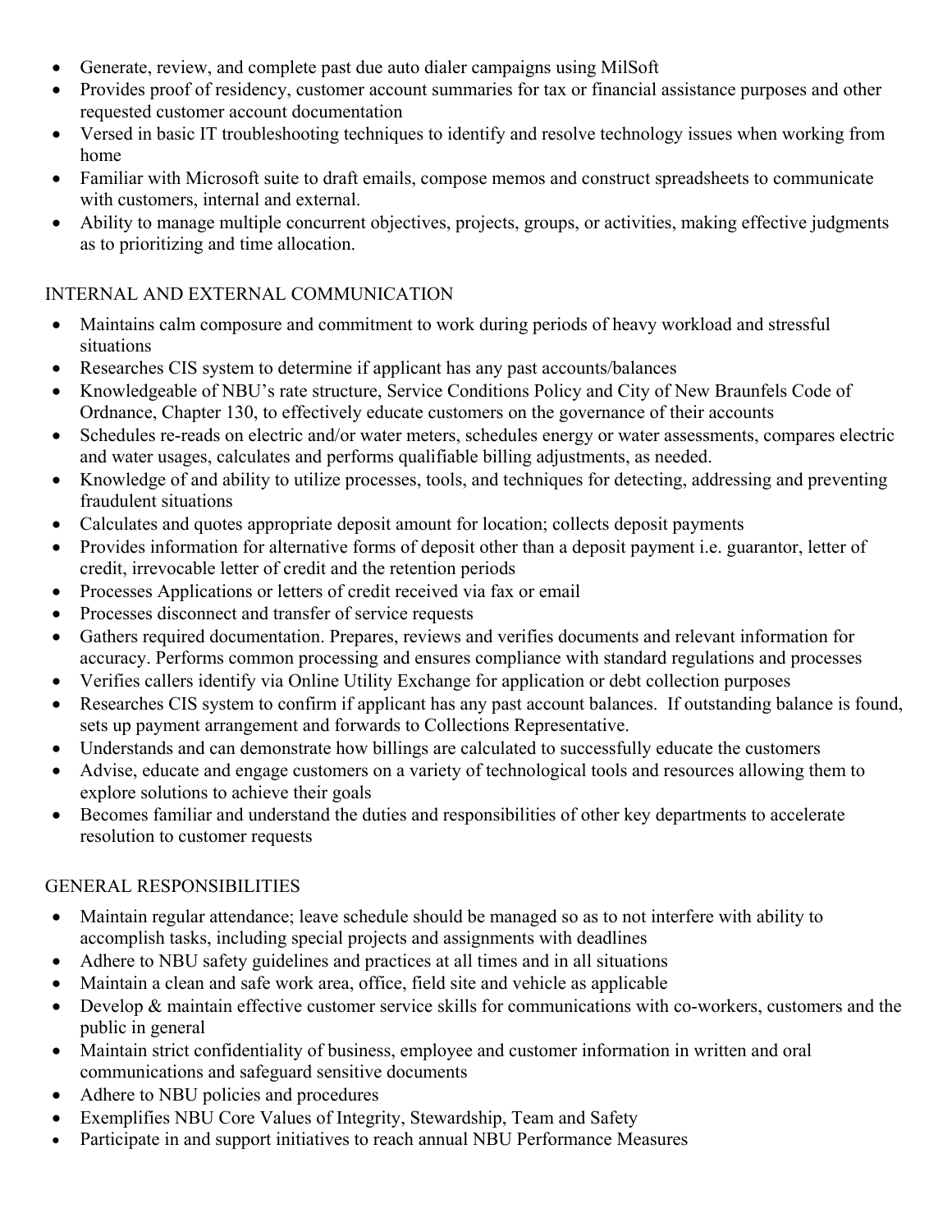- Generate, review, and complete past due auto dialer campaigns using MilSoft
- Provides proof of residency, customer account summaries for tax or financial assistance purposes and other requested customer account documentation
- Versed in basic IT troubleshooting techniques to identify and resolve technology issues when working from home
- Familiar with Microsoft suite to draft emails, compose memos and construct spreadsheets to communicate with customers, internal and external.
- Ability to manage multiple concurrent objectives, projects, groups, or activities, making effective judgments as to prioritizing and time allocation.

## INTERNAL AND EXTERNAL COMMUNICATION

- Maintains calm composure and commitment to work during periods of heavy workload and stressful situations
- Researches CIS system to determine if applicant has any past accounts/balances
- Knowledgeable of NBU's rate structure, Service Conditions Policy and City of New Braunfels Code of Ordnance, Chapter 130, to effectively educate customers on the governance of their accounts
- Schedules re-reads on electric and/or water meters, schedules energy or water assessments, compares electric and water usages, calculates and performs qualifiable billing adjustments, as needed.
- Knowledge of and ability to utilize processes, tools, and techniques for detecting, addressing and preventing fraudulent situations
- Calculates and quotes appropriate deposit amount for location; collects deposit payments
- Provides information for alternative forms of deposit other than a deposit payment i.e. guarantor, letter of credit, irrevocable letter of credit and the retention periods
- Processes Applications or letters of credit received via fax or email
- Processes disconnect and transfer of service requests
- Gathers required documentation. Prepares, reviews and verifies documents and relevant information for accuracy. Performs common processing and ensures compliance with standard regulations and processes
- Verifies callers identify via Online Utility Exchange for application or debt collection purposes
- Researches CIS system to confirm if applicant has any past account balances. If outstanding balance is found, sets up payment arrangement and forwards to Collections Representative.
- Understands and can demonstrate how billings are calculated to successfully educate the customers
- Advise, educate and engage customers on a variety of technological tools and resources allowing them to explore solutions to achieve their goals
- Becomes familiar and understand the duties and responsibilities of other key departments to accelerate resolution to customer requests

## GENERAL RESPONSIBILITIES

- Maintain regular attendance; leave schedule should be managed so as to not interfere with ability to accomplish tasks, including special projects and assignments with deadlines
- Adhere to NBU safety guidelines and practices at all times and in all situations
- Maintain a clean and safe work area, office, field site and vehicle as applicable
- Develop & maintain effective customer service skills for communications with co-workers, customers and the public in general
- Maintain strict confidentiality of business, employee and customer information in written and oral communications and safeguard sensitive documents
- Adhere to NBU policies and procedures
- Exemplifies NBU Core Values of Integrity, Stewardship, Team and Safety
- Participate in and support initiatives to reach annual NBU Performance Measures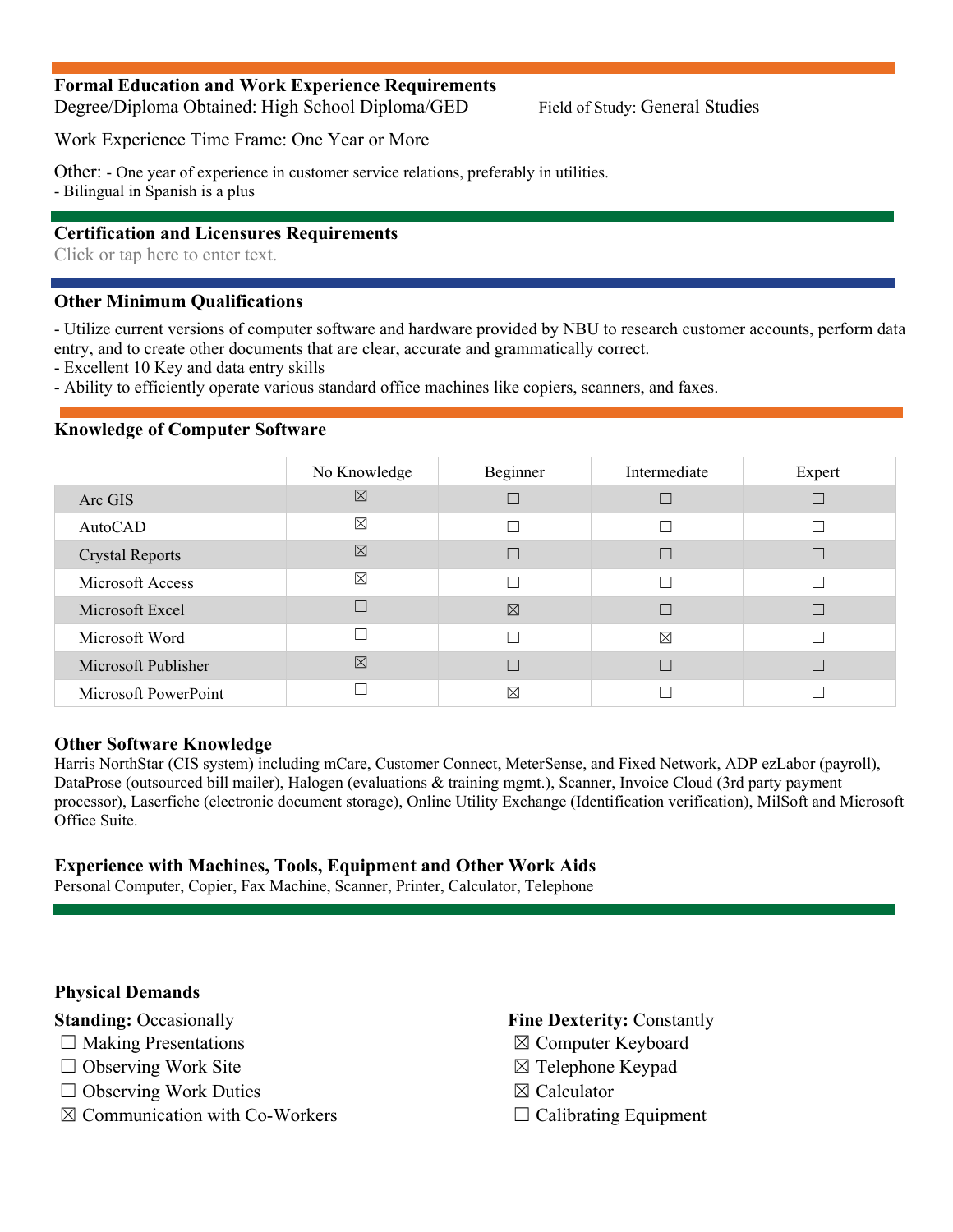### Formal Education and Work Experience Requirements

Degree/Diploma Obtained: High School Diploma/GED

Field of Study: General Studies

Work Experience Time Frame: One Year or More

Other: - One year of experience in customer service relations, preferably in utilities.
- Bilingual in Spanish is a plus

### Certification and Licensures Requirements

Click or tap here to enter text.

### Other Minimum Qualifications

- Utilize current versions of computer software and hardware provided by NBU to research customer accounts, perform data entry, and to create other documents that are clear, accurate and grammatically correct.
- Excellent 10 Key and data entry skills
- Ability to efficiently operate various standard office machines like copiers, scanners, and faxes.

### Knowledge of Computer Software

| | No Knowledge | Beginner | Intermediate | Expert |
|---|---|---|---|---|
| Arc GIS | ☒ | ☐ | ☐ | ☐ |
| AutoCAD | ☒ | ☐ | ☐ | ☐ |
| Crystal Reports | ☒ | ☐ | ☐ | ☐ |
| Microsoft Access | ☒ | ☐ | ☐ | ☐ |
| Microsoft Excel | ☐ | ☒ | ☐ | ☐ |
| Microsoft Word | ☐ | ☐ | ☒ | ☐ |
| Microsoft Publisher | ☒ | ☐ | ☐ | ☐ |
| Microsoft PowerPoint | ☐ | ☒ | ☐ | ☐ |

### Other Software Knowledge

Harris NorthStar (CIS system) including mCare, Customer Connect, MeterSense, and Fixed Network, ADP ezLabor (payroll), DataProse (outsourced bill mailer), Halogen (evaluations & training mgmt.), Scanner, Invoice Cloud (3rd party payment processor), Laserfiche (electronic document storage), Online Utility Exchange (Identification verification), MilSoft and Microsoft Office Suite.

### Experience with Machines, Tools, Equipment and Other Work Aids

Personal Computer, Copier, Fax Machine, Scanner, Printer, Calculator, Telephone

### Physical Demands

**Standing:** Occasionally
- ☐ Making Presentations
- ☐ Observing Work Site
- ☐ Observing Work Duties
- ☒ Communication with Co-Workers

**Fine Dexterity:** Constantly
- ☒ Computer Keyboard
- ☒ Telephone Keypad
- ☒ Calculator
- ☐ Calibrating Equipment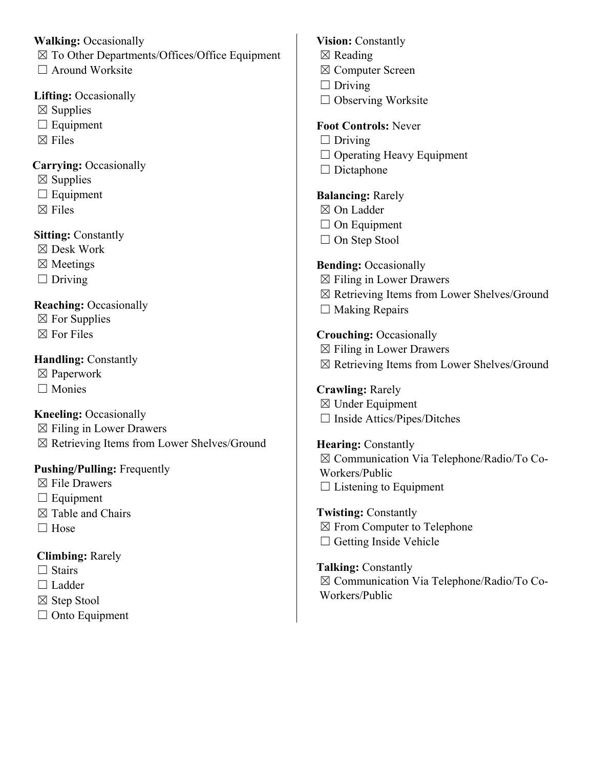**Walking:** Occasionally
☒ To Other Departments/Offices/Office Equipment
☐ Around Worksite

**Lifting:** Occasionally
☒ Supplies
☐ Equipment
☒ Files

**Carrying:** Occasionally
☒ Supplies
☐ Equipment
☒ Files

**Sitting:** Constantly
☒ Desk Work
☒ Meetings
☐ Driving

**Reaching:** Occasionally
☒ For Supplies
☒ For Files

**Handling:** Constantly
☒ Paperwork
☐ Monies

**Kneeling:** Occasionally
☒ Filing in Lower Drawers
☒ Retrieving Items from Lower Shelves/Ground

**Pushing/Pulling:** Frequently
☒ File Drawers
☐ Equipment
☒ Table and Chairs
☐ Hose

**Climbing:** Rarely
☐ Stairs
☐ Ladder
☒ Step Stool
☐ Onto Equipment

**Vision:** Constantly
☒ Reading
☒ Computer Screen
☐ Driving
☐ Observing Worksite

**Foot Controls:** Never
☐ Driving
☐ Operating Heavy Equipment
☐ Dictaphone

**Balancing:** Rarely
☒ On Ladder
☐ On Equipment
☐ On Step Stool

**Bending:** Occasionally
☒ Filing in Lower Drawers
☒ Retrieving Items from Lower Shelves/Ground
☐ Making Repairs

**Crouching:** Occasionally
☒ Filing in Lower Drawers
☒ Retrieving Items from Lower Shelves/Ground

**Crawling:** Rarely
☒ Under Equipment
☐ Inside Attics/Pipes/Ditches

**Hearing:** Constantly
☒ Communication Via Telephone/Radio/To Co-Workers/Public
☐ Listening to Equipment

**Twisting:** Constantly
☒ From Computer to Telephone
☐ Getting Inside Vehicle

**Talking:** Constantly
☒ Communication Via Telephone/Radio/To Co-Workers/Public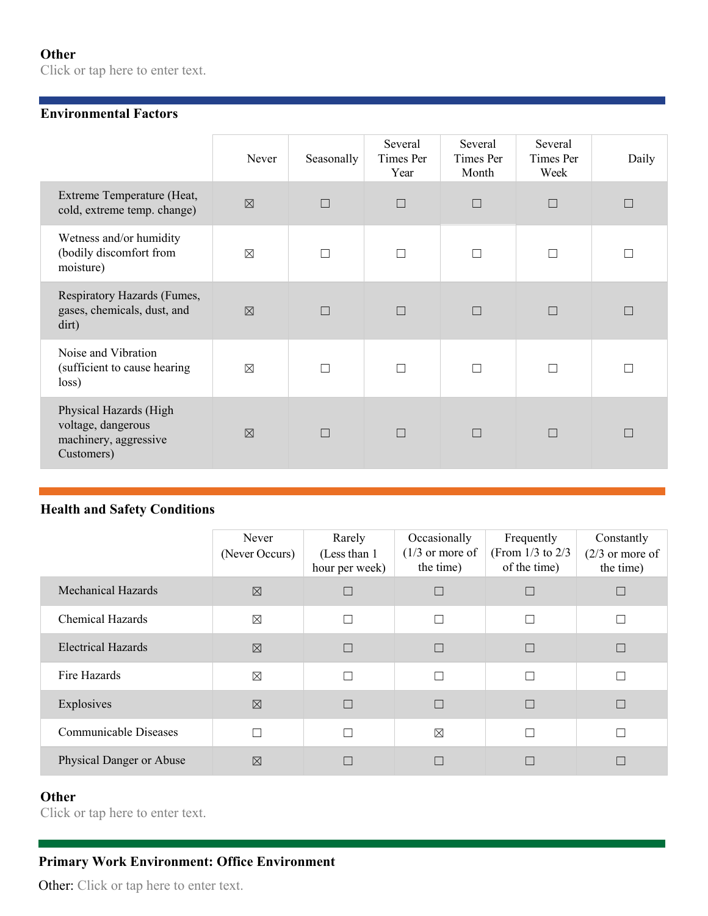**Other**

Click or tap here to enter text.

**Environmental Factors**

| | Never | Seasonally | Several Times Per Year | Several Times Per Month | Several Times Per Week | Daily |
|---|---|---|---|---|---|---|
| Extreme Temperature (Heat, cold, extreme temp. change) | ☒ | ☐ | ☐ | ☐ | ☐ | ☐ |
| Wetness and/or humidity (bodily discomfort from moisture) | ☒ | ☐ | ☐ | ☐ | ☐ | ☐ |
| Respiratory Hazards (Fumes, gases, chemicals, dust, and dirt) | ☒ | ☐ | ☐ | ☐ | ☐ | ☐ |
| Noise and Vibration (sufficient to cause hearing loss) | ☒ | ☐ | ☐ | ☐ | ☐ | ☐ |
| Physical Hazards (High voltage, dangerous machinery, aggressive Customers) | ☒ | ☐ | ☐ | ☐ | ☐ | ☐ |

**Health and Safety Conditions**

| | Never (Never Occurs) | Rarely (Less than 1 hour per week) | Occasionally (1/3 or more of the time) | Frequently (From 1/3 to 2/3 of the time) | Constantly (2/3 or more of the time) |
|---|---|---|---|---|---|
| Mechanical Hazards | ☒ | ☐ | ☐ | ☐ | ☐ |
| Chemical Hazards | ☒ | ☐ | ☐ | ☐ | ☐ |
| Electrical Hazards | ☒ | ☐ | ☐ | ☐ | ☐ |
| Fire Hazards | ☒ | ☐ | ☐ | ☐ | ☐ |
| Explosives | ☒ | ☐ | ☐ | ☐ | ☐ |
| Communicable Diseases | ☐ | ☐ | ☒ | ☐ | ☐ |
| Physical Danger or Abuse | ☒ | ☐ | ☐ | ☐ | ☐ |

**Other**

Click or tap here to enter text.

**Primary Work Environment: Office Environment**

Other: Click or tap here to enter text.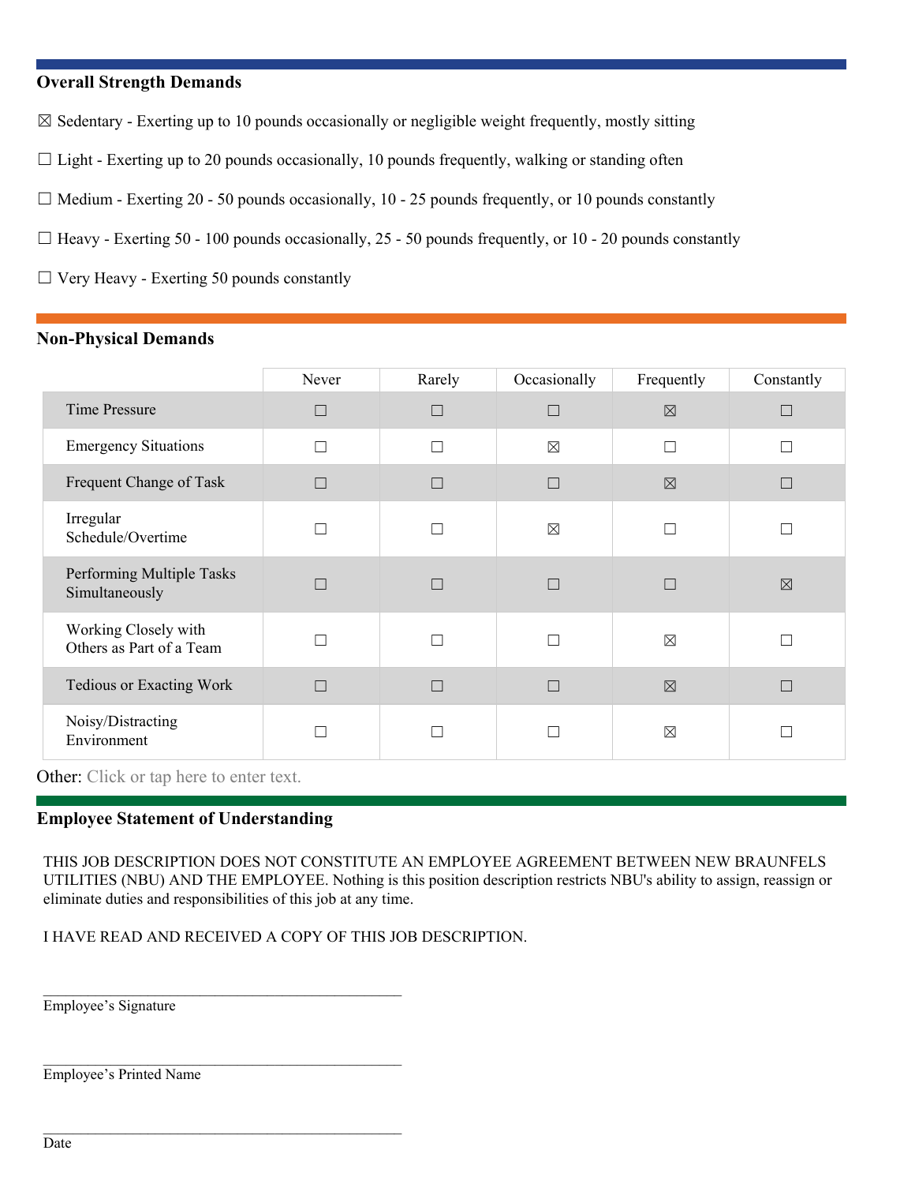## Overall Strength Demands

☒ Sedentary - Exerting up to 10 pounds occasionally or negligible weight frequently, mostly sitting

☐ Light - Exerting up to 20 pounds occasionally, 10 pounds frequently, walking or standing often

☐ Medium - Exerting 20 - 50 pounds occasionally, 10 - 25 pounds frequently, or 10 pounds constantly

☐ Heavy - Exerting 50 - 100 pounds occasionally, 25 - 50 pounds frequently, or 10 - 20 pounds constantly

☐ Very Heavy - Exerting 50 pounds constantly

## Non-Physical Demands

| | Never | Rarely | Occasionally | Frequently | Constantly |
|---|---|---|---|---|---|
| Time Pressure | ☐ | ☐ | ☐ | ☒ | ☐ |
| Emergency Situations | ☐ | ☐ | ☒ | ☐ | ☐ |
| Frequent Change of Task | ☐ | ☐ | ☐ | ☒ | ☐ |
| Irregular Schedule/Overtime | ☐ | ☐ | ☒ | ☐ | ☐ |
| Performing Multiple Tasks Simultaneously | ☐ | ☐ | ☐ | ☐ | ☒ |
| Working Closely with Others as Part of a Team | ☐ | ☐ | ☐ | ☒ | ☐ |
| Tedious or Exacting Work | ☐ | ☐ | ☐ | ☒ | ☐ |
| Noisy/Distracting Environment | ☐ | ☐ | ☐ | ☒ | ☐ |

Other: Click or tap here to enter text.

## Employee Statement of Understanding

THIS JOB DESCRIPTION DOES NOT CONSTITUTE AN EMPLOYEE AGREEMENT BETWEEN NEW BRAUNFELS UTILITIES (NBU) AND THE EMPLOYEE. Nothing is this position description restricts NBU's ability to assign, reassign or eliminate duties and responsibilities of this job at any time.

I HAVE READ AND RECEIVED A COPY OF THIS JOB DESCRIPTION.

\_\_\_\_\_\_\_\_\_\_\_\_\_\_\_\_\_\_\_\_\_\_\_\_\_\_\_\_\_\_\_\_\_\_\_\_\_\_\_\_

Employee's Signature

\_\_\_\_\_\_\_\_\_\_\_\_\_\_\_\_\_\_\_\_\_\_\_\_\_\_\_\_\_\_\_\_\_\_\_\_\_\_\_\_

Employee's Printed Name

\_\_\_\_\_\_\_\_\_\_\_\_\_\_\_\_\_\_\_\_\_\_\_\_\_\_\_\_\_\_\_\_\_\_\_\_\_\_\_\_

Date